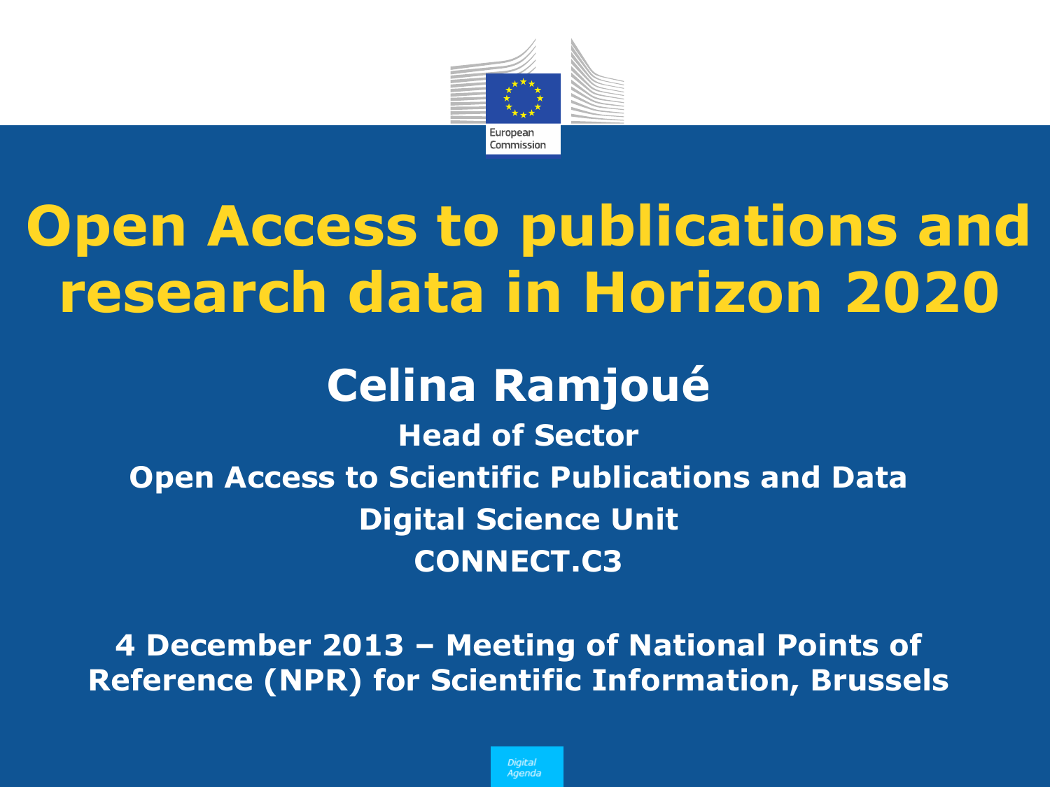# Open Access to publications and research data in Horizon 2020

## Celina Ramjoué

**Head of Sector**

**Open Access to Scientific Publications and Data**

**Digital Science Unit**

**CONNECT.C3**

**4 December 2013 – Meeting of National Points of Reference (NPR) for Scientific Information, Brussels**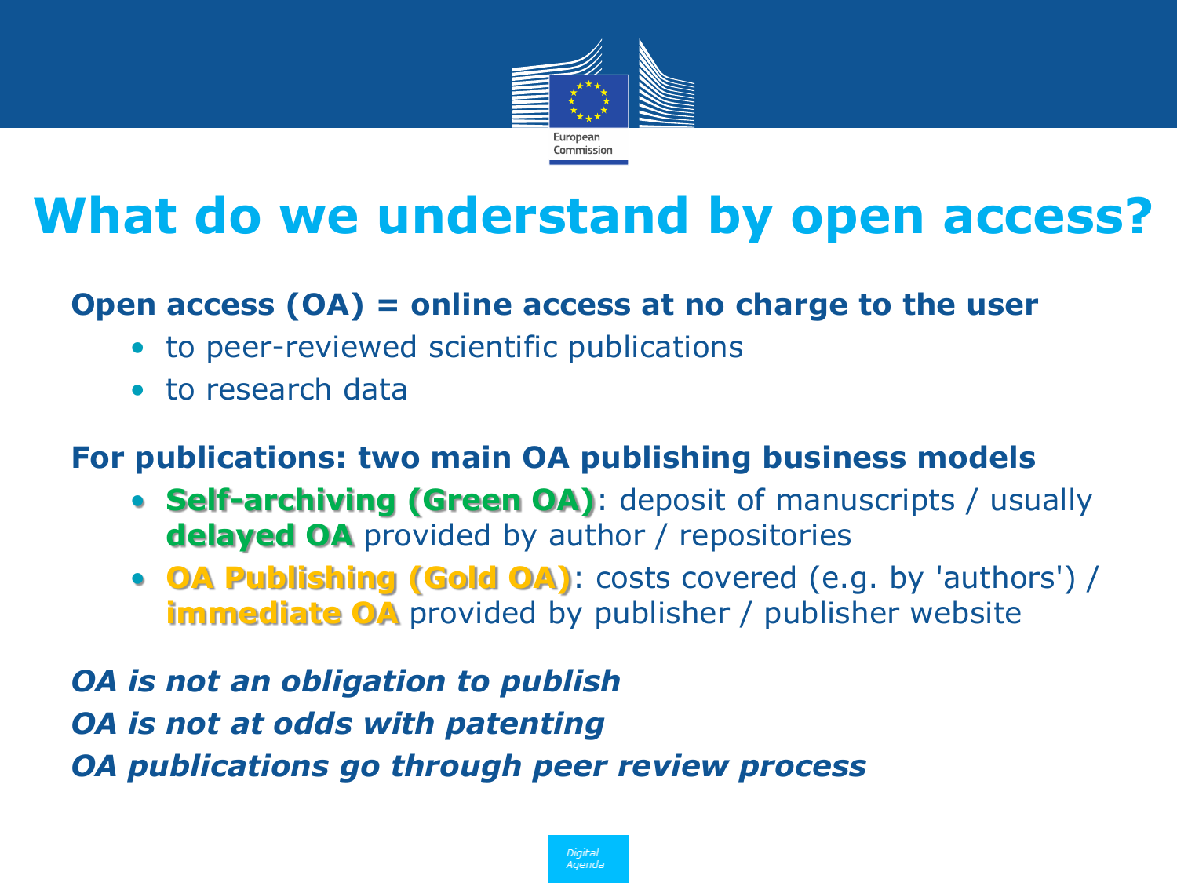# What do we understand by open access?

**Open access (OA) = online access at no charge to the user**

- to peer-reviewed scientific publications
- to research data

**For publications: two main OA publishing business models**

- **Self-archiving (Green OA)**: deposit of manuscripts / usually **delayed OA** provided by author / repositories
- **OA Publishing (Gold OA)**: costs covered (e.g. by 'authors') / **immediate OA** provided by publisher / publisher website

***OA is not an obligation to publish***

***OA is not at odds with patenting***

***OA publications go through peer review process***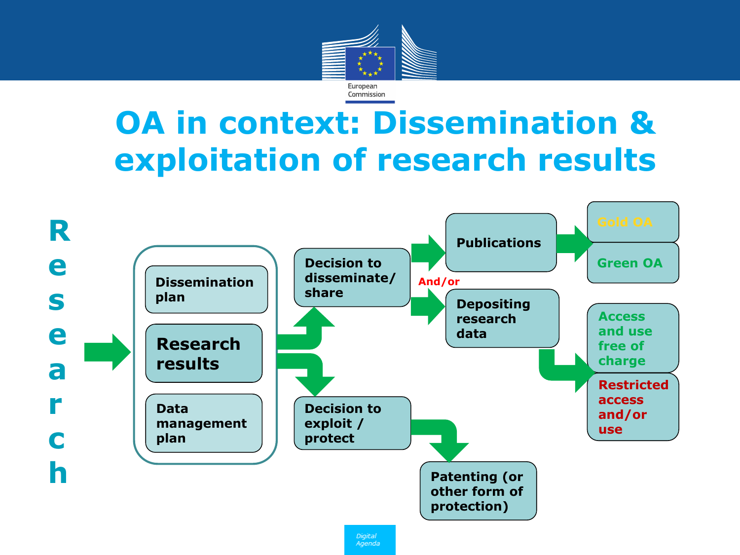# OA in context: Dissemination & exploitation of research results

Research

- Dissemination plan
- **Research results**
- Data management plan

Decision to disseminate/ share

- Publications
  - Gold OA
  - Green OA

And/or

- Depositing research data
  - Access and use free of charge
  - Restricted access and/or use

Decision to exploit / protect

- Patenting (or other form of protection)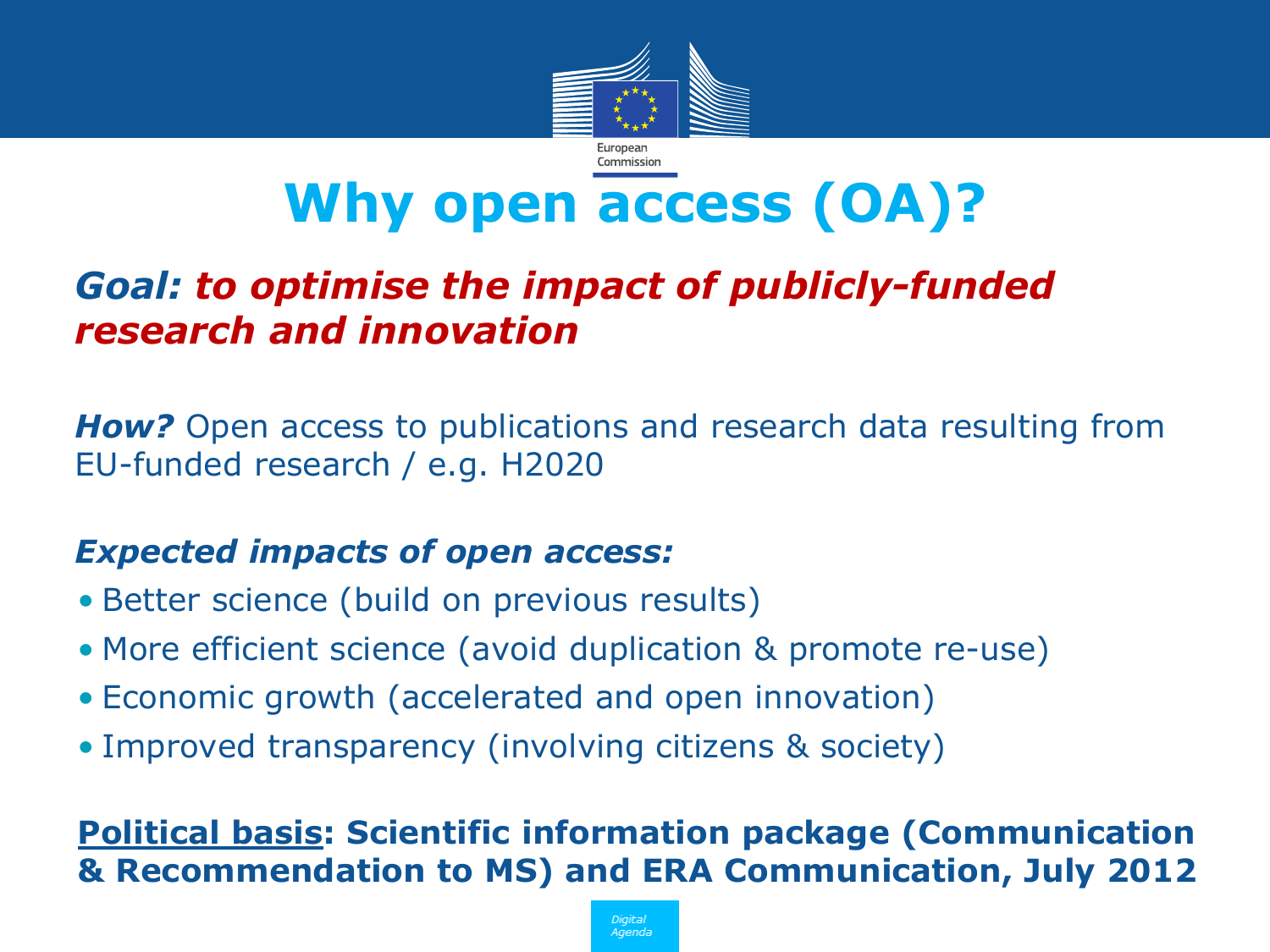# Why open access (OA)?

***Goal:*** ***to optimise the impact of publicly-funded research and innovation***

***How?*** Open access to publications and research data resulting from EU-funded research / e.g. H2020

***Expected impacts of open access:***

- Better science (build on previous results)
- More efficient science (avoid duplication & promote re-use)
- Economic growth (accelerated and open innovation)
- Improved transparency (involving citizens & society)

**Political basis: Scientific information package (Communication & Recommendation to MS) and ERA Communication, July 2012**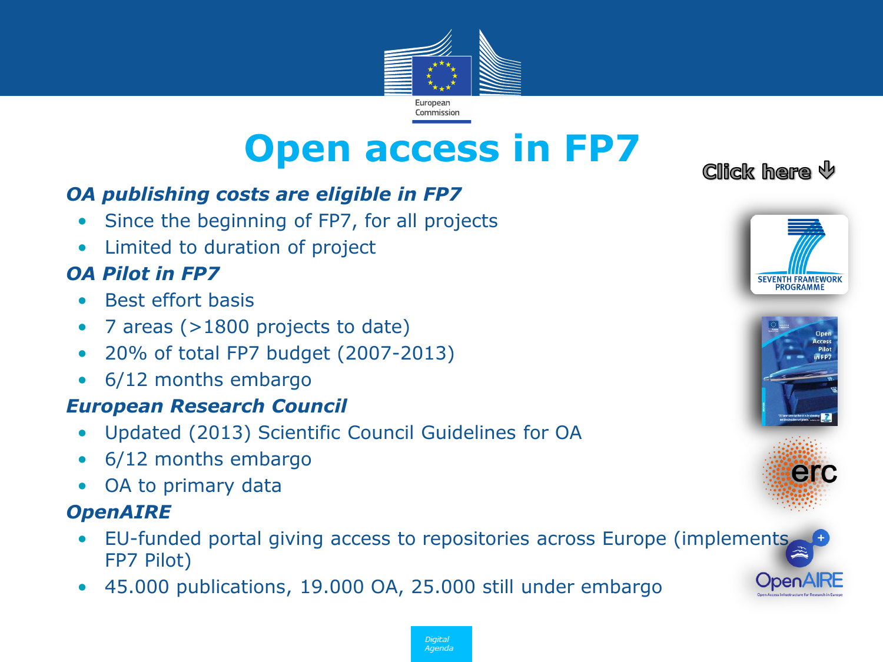# Open access in FP7

Click here ⇓

### *OA publishing costs are eligible in FP7*

- Since the beginning of FP7, for all projects
- Limited to duration of project

### *OA Pilot in FP7*

- Best effort basis
- 7 areas (>1800 projects to date)
- 20% of total FP7 budget (2007-2013)
- 6/12 months embargo

### *European Research Council*

- Updated (2013) Scientific Council Guidelines for OA
- 6/12 months embargo
- OA to primary data

### *OpenAIRE*

- EU-funded portal giving access to repositories across Europe (implements FP7 Pilot)
- 45.000 publications, 19.000 OA, 25.000 still under embargo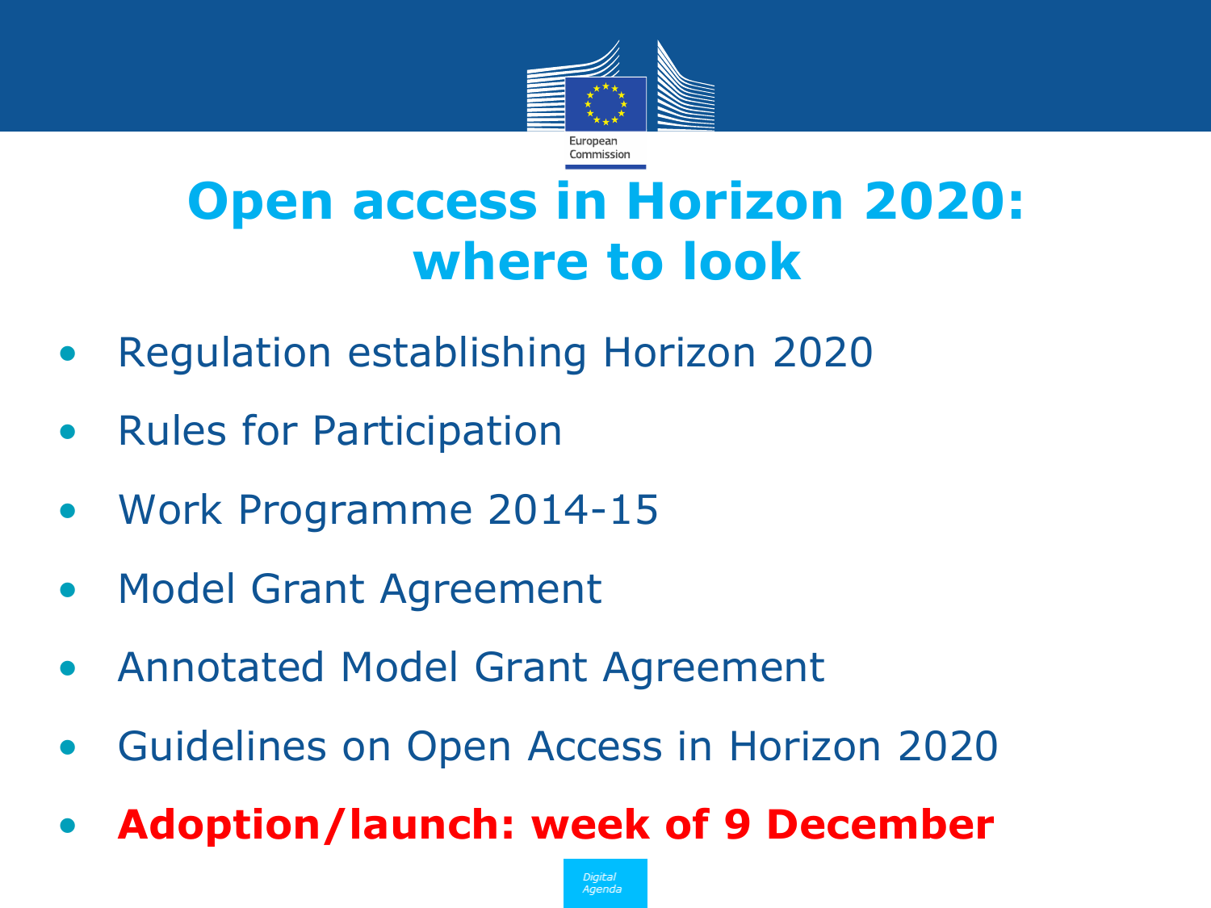# Open access in Horizon 2020: where to look

- Regulation establishing Horizon 2020
- Rules for Participation
- Work Programme 2014-15
- Model Grant Agreement
- Annotated Model Grant Agreement
- Guidelines on Open Access in Horizon 2020
- **Adoption/launch: week of 9 December**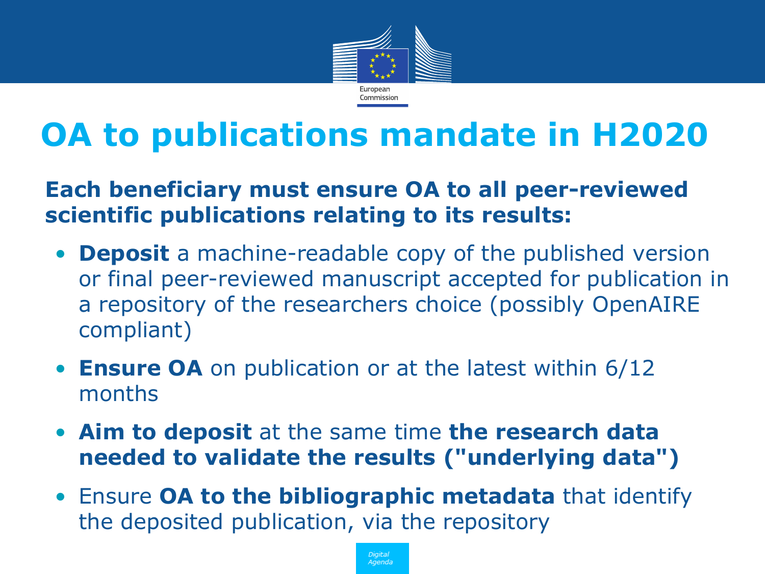# OA to publications mandate in H2020

**Each beneficiary must ensure OA to all peer-reviewed scientific publications relating to its results:**

- **Deposit** a machine-readable copy of the published version or final peer-reviewed manuscript accepted for publication in a repository of the researchers choice (possibly OpenAIRE compliant)
- **Ensure OA** on publication or at the latest within 6/12 months
- **Aim to deposit** at the same time **the research data needed to validate the results ("underlying data")**
- Ensure **OA to the bibliographic metadata** that identify the deposited publication, via the repository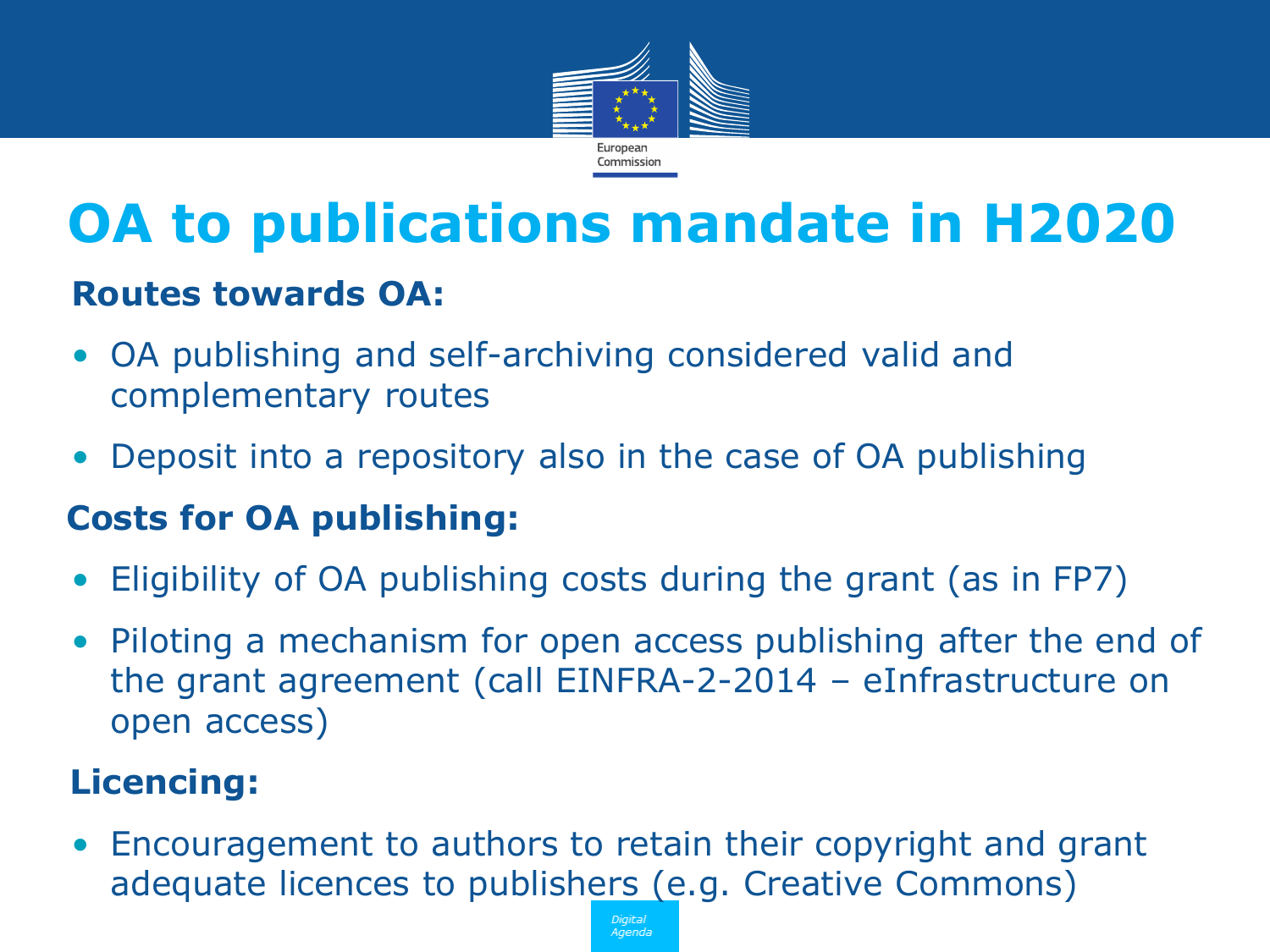# OA to publications mandate in H2020

**Routes towards OA:**

- OA publishing and self-archiving considered valid and complementary routes
- Deposit into a repository also in the case of OA publishing

**Costs for OA publishing:**

- Eligibility of OA publishing costs during the grant (as in FP7)
- Piloting a mechanism for open access publishing after the end of the grant agreement (call EINFRA-2-2014 – eInfrastructure on open access)

**Licencing:**

- Encouragement to authors to retain their copyright and grant adequate licences to publishers (e.g. Creative Commons)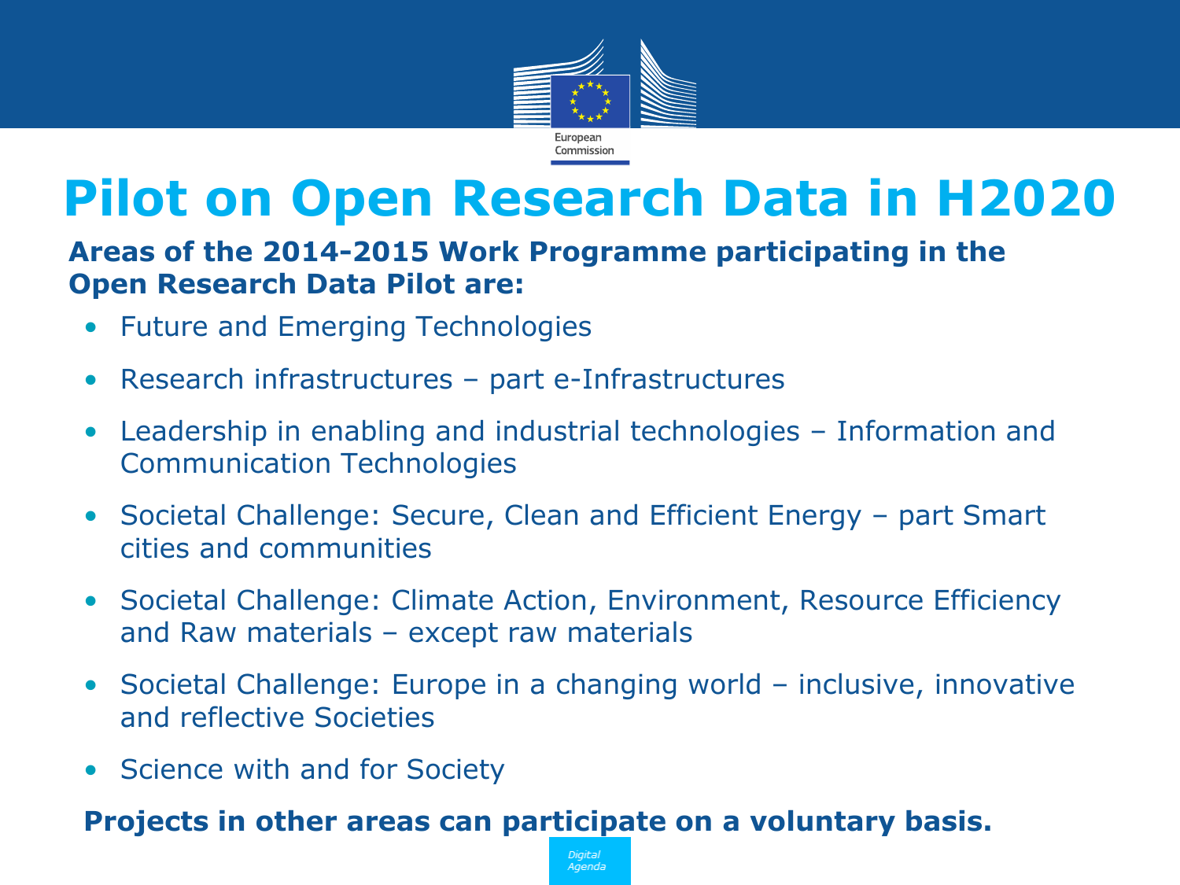# Pilot on Open Research Data in H2020

**Areas of the 2014-2015 Work Programme participating in the Open Research Data Pilot are:**

- Future and Emerging Technologies
- Research infrastructures – part e-Infrastructures
- Leadership in enabling and industrial technologies – Information and Communication Technologies
- Societal Challenge: Secure, Clean and Efficient Energy – part Smart cities and communities
- Societal Challenge: Climate Action, Environment, Resource Efficiency and Raw materials – except raw materials
- Societal Challenge: Europe in a changing world – inclusive, innovative and reflective Societies
- Science with and for Society

**Projects in other areas can participate on a voluntary basis.**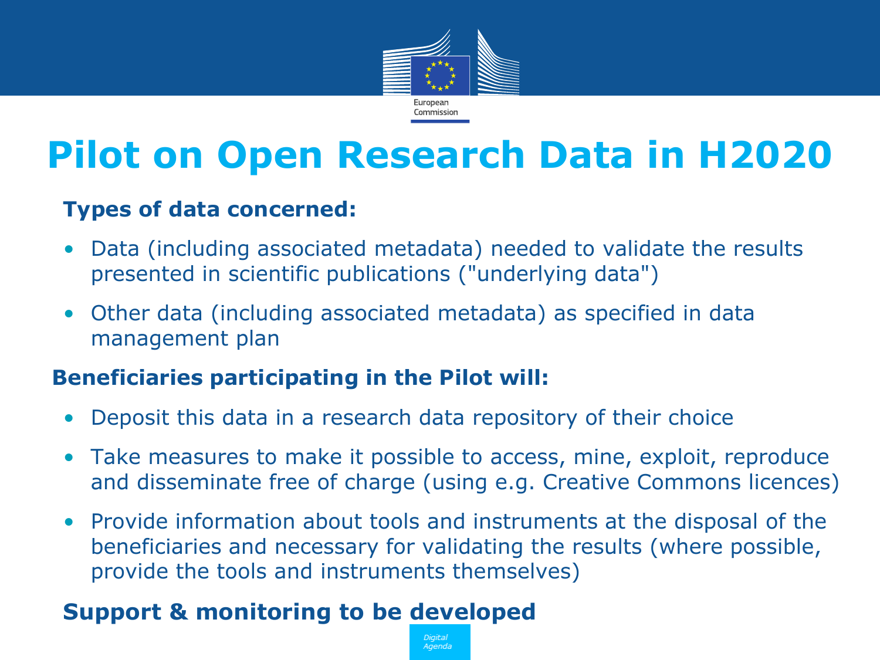# Pilot on Open Research Data in H2020

**Types of data concerned:**

- Data (including associated metadata) needed to validate the results presented in scientific publications ("underlying data")
- Other data (including associated metadata) as specified in data management plan

**Beneficiaries participating in the Pilot will:**

- Deposit this data in a research data repository of their choice
- Take measures to make it possible to access, mine, exploit, reproduce and disseminate free of charge (using e.g. Creative Commons licences)
- Provide information about tools and instruments at the disposal of the beneficiaries and necessary for validating the results (where possible, provide the tools and instruments themselves)

**Support & monitoring to be developed**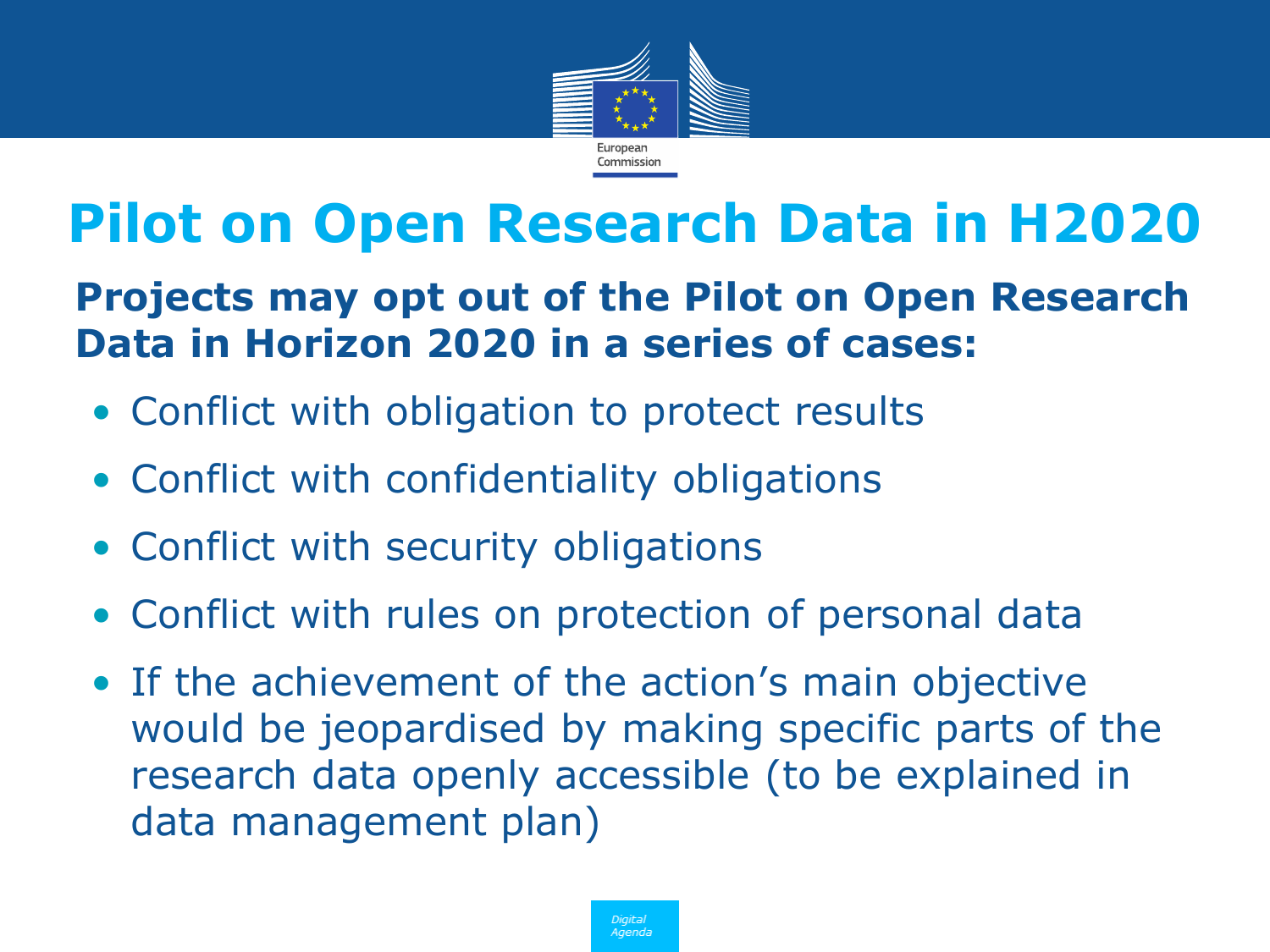# Pilot on Open Research Data in H2020

**Projects may opt out of the Pilot on Open Research Data in Horizon 2020 in a series of cases:**

- Conflict with obligation to protect results
- Conflict with confidentiality obligations
- Conflict with security obligations
- Conflict with rules on protection of personal data
- If the achievement of the action's main objective would be jeopardised by making specific parts of the research data openly accessible (to be explained in data management plan)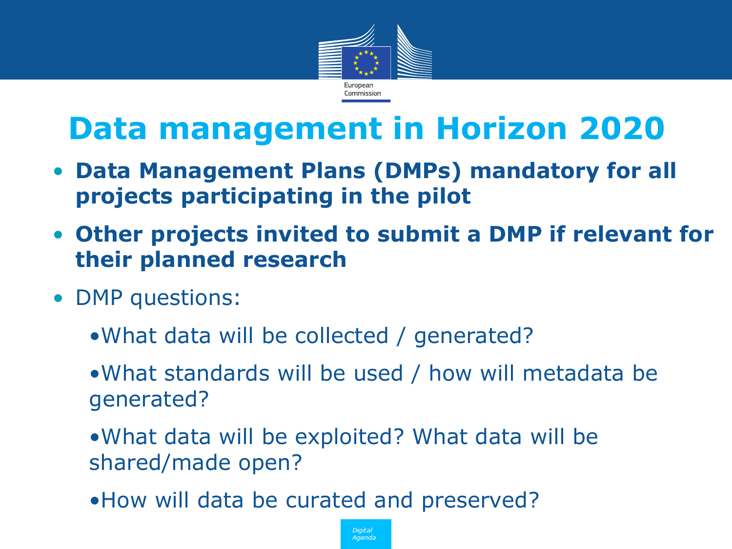# Data management in Horizon 2020

- **Data Management Plans (DMPs) mandatory for all projects participating in the pilot**
- **Other projects invited to submit a DMP if relevant for their planned research**
- DMP questions:
  - What data will be collected / generated?
  - What standards will be used / how will metadata be generated?
  - What data will be exploited? What data will be shared/made open?
  - How will data be curated and preserved?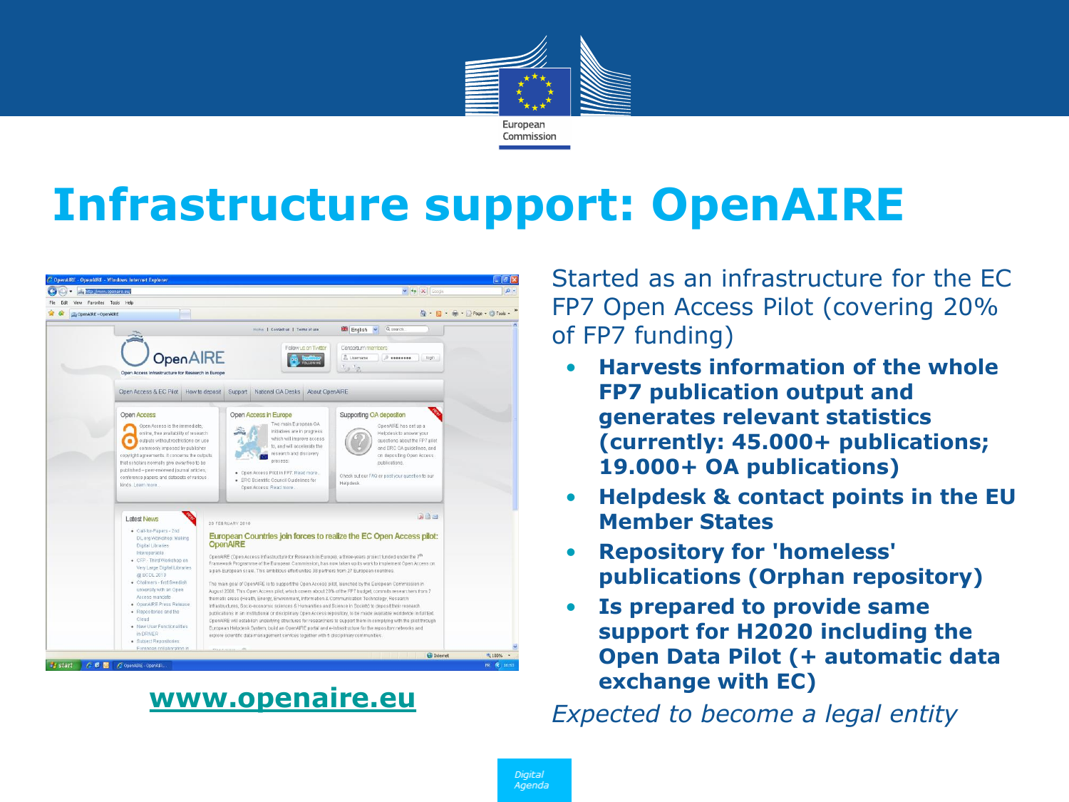# Infrastructure support: OpenAIRE

**www.openaire.eu**

Started as an infrastructure for the EC FP7 Open Access Pilot (covering 20% of FP7 funding)

- **Harvests information of the whole FP7 publication output and generates relevant statistics (currently: 45.000+ publications; 19.000+ OA publications)**
- **Helpdesk & contact points in the EU Member States**
- **Repository for 'homeless' publications (Orphan repository)**
- **Is prepared to provide same support for H2020 including the Open Data Pilot (+ automatic data exchange with EC)**

*Expected to become a legal entity*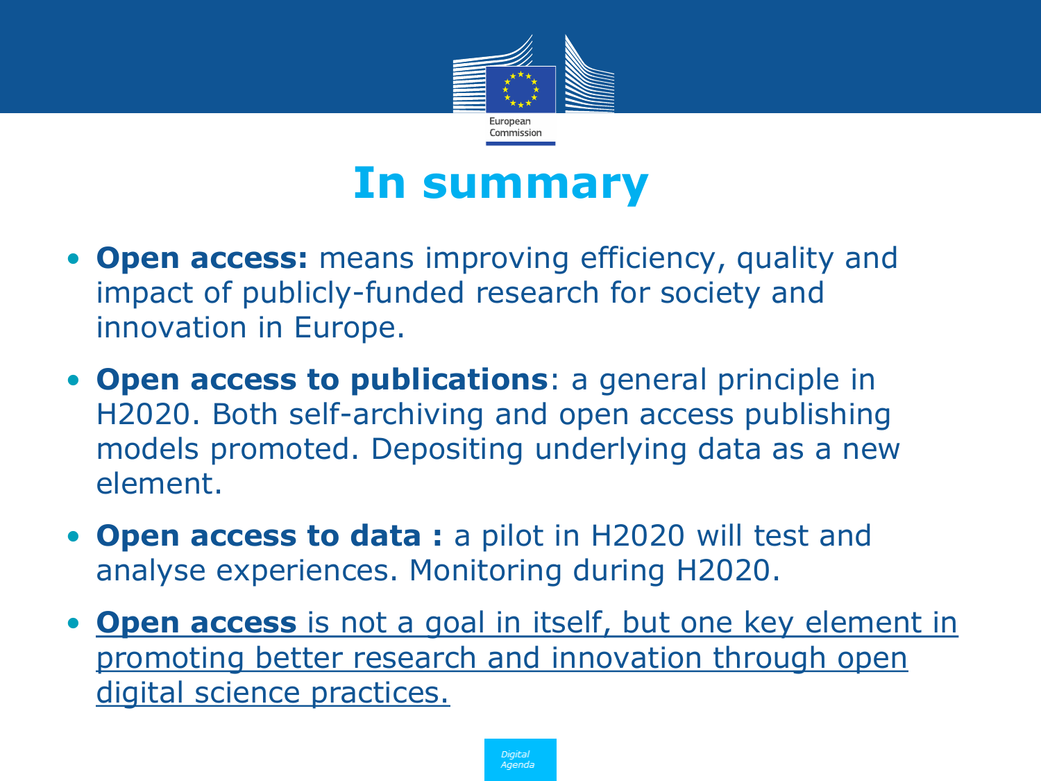# In summary

- **Open access:** means improving efficiency, quality and impact of publicly-funded research for society and innovation in Europe.
- **Open access to publications**: a general principle in H2020. Both self-archiving and open access publishing models promoted. Depositing underlying data as a new element.
- **Open access to data :** a pilot in H2020 will test and analyse experiences. Monitoring during H2020.
- **Open access** is not a goal in itself, but one key element in promoting better research and innovation through open digital science practices.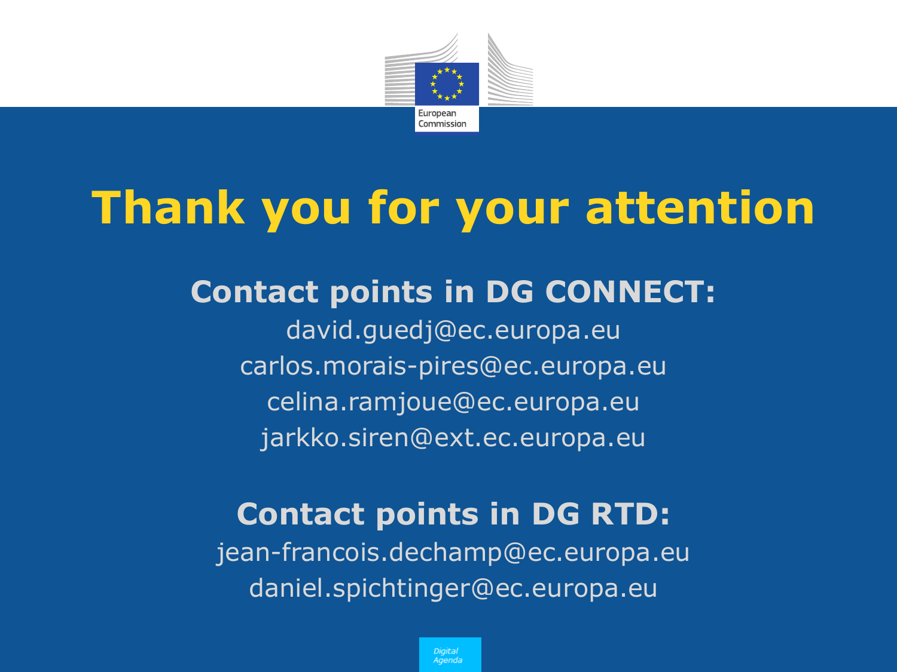# Thank you for your attention

## Contact points in DG CONNECT:

david.guedj@ec.europa.eu
carlos.morais-pires@ec.europa.eu
celina.ramjoue@ec.europa.eu
jarkko.siren@ext.ec.europa.eu

## Contact points in DG RTD:

jean-francois.dechamp@ec.europa.eu
daniel.spichtinger@ec.europa.eu